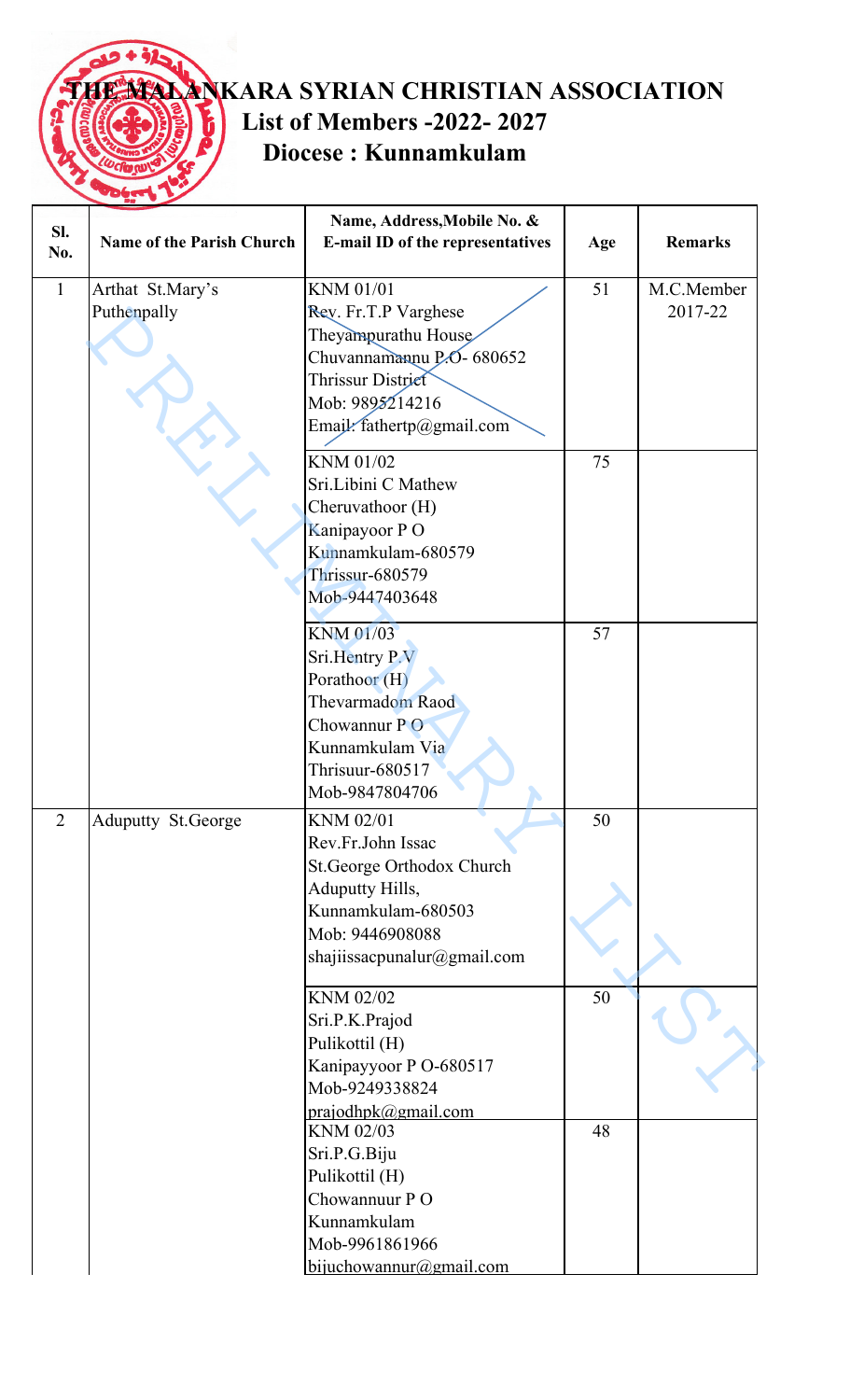# THE MALANKARA SYRIAN CHRISTIAN ASSOCIATION

## List of Members -2022- 2027

## Diocese : Kunnamkulam

| Sl. No. | Name of the Parish Church | Name, Address,Mobile No. & E-mail ID of the representatives | Age | Remarks |
|---|---|---|---|---|
| 1 | Arthat St.Mary's Puthenpally | KNM 01/01<br>Rev. Fr.T.P Varghese<br>Theyampurathu House<br>Chuvannamannu P.O- 680652<br>Thrissur District<br>Mob: 9895214216<br>Email: fathertp@gmail.com | 51 | M.C.Member 2017-22 |
| | | KNM 01/02<br>Sri.Libini C Mathew<br>Cheruvathoor (H)<br>Kanipayoor P O<br>Kunnamkulam-680579<br>Thrissur-680579<br>Mob-9447403648 | 75 | |
| | | KNM 01/03<br>Sri.Hentry P.V<br>Porathoor (H)<br>Thevarmadom Raod<br>Chowannur P O<br>Kunnamkulam Via<br>Thrisuur-680517<br>Mob-9847804706 | 57 | |
| 2 | Aduputty St.George | KNM 02/01<br>Rev.Fr.John Issac<br>St.George Orthodox Church<br>Aduputty Hills,<br>Kunnamkulam-680503<br>Mob: 9446908088<br>shajiissacpunalur@gmail.com | 50 | |
| | | KNM 02/02<br>Sri.P.K.Prajod<br>Pulikottil (H)<br>Kanipayyoor P O-680517<br>Mob-9249338824<br>prajodhpk@gmail.com | 50 | |
| | | KNM 02/03<br>Sri.P.G.Biju<br>Pulikottil (H)<br>Chowannuur P O<br>Kunnamkulam<br>Mob-9961861966<br>bijuchowannur@gmail.com | 48 | |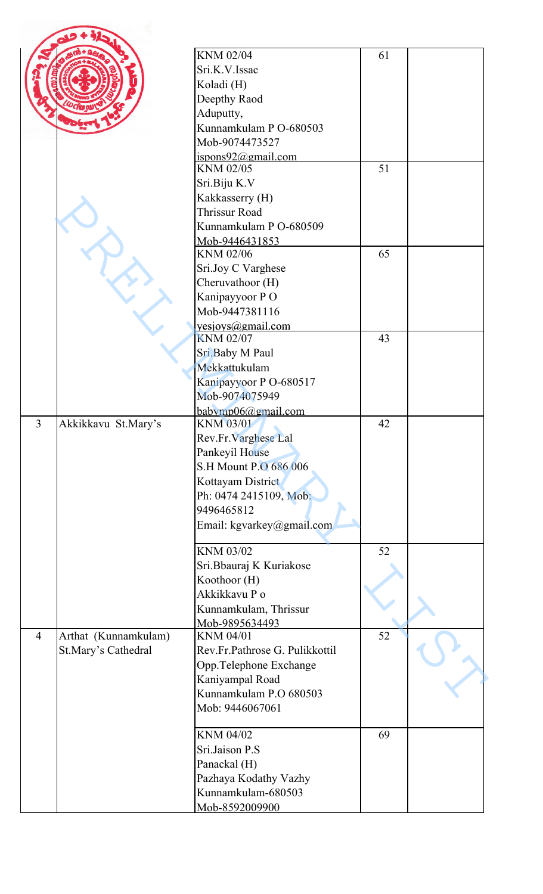| | | | | |
|---|---|---|---|---|
| | | KNM 02/04<br>Sri.K.V.Issac<br>Koladi (H)<br>Deepthy Raod<br>Aduputty,<br>Kunnamkulam P O-680503<br>Mob-9074473527<br>ispons92@gmail.com | 61 | |
| | | KNM 02/05<br>Sri.Biju K.V<br>Kakkasserry (H)<br>Thrissur Road<br>Kunnamkulam P O-680509<br>Mob-9446431853 | 51 | |
| | | KNM 02/06<br>Sri.Joy C Varghese<br>Cheruvathoor (H)<br>Kanipayyoor P O<br>Mob-9447381116<br>yesjoys@gmail.com | 65 | |
| | | KNM 02/07<br>Sri.Baby M Paul<br>Mekkattukulam<br>Kanipayyoor P O-680517<br>Mob-9074075949<br>babymp06@gmail.com | 43 | |
| 3 | Akkikkavu St.Mary's | KNM 03/01<br>Rev.Fr.Varghese Lal<br>Pankeyil House<br>S.H Mount P.O 686 006<br>Kottayam District<br>Ph: 0474 2415109, Mob: 9496465812<br>Email: kgvarkey@gmail.com | 42 | |
| | | KNM 03/02<br>Sri.Bbauraj K Kuriakose<br>Koothoor (H)<br>Akkikkavu P o<br>Kunnamkulam, Thrissur<br>Mob-9895634493 | 52 | |
| 4 | Arthat (Kunnamkulam) St.Mary's Cathedral | KNM 04/01<br>Rev.Fr.Pathrose G. Pulikkottil<br>Opp.Telephone Exchange<br>Kaniyampal Road<br>Kunnamkulam P.O 680503<br>Mob: 9446067061 | 52 | |
| | | KNM 04/02<br>Sri.Jaison P.S<br>Panackal (H)<br>Pazhaya Kodathy Vazhy<br>Kunnamkulam-680503<br>Mob-8592009900 | 69 | |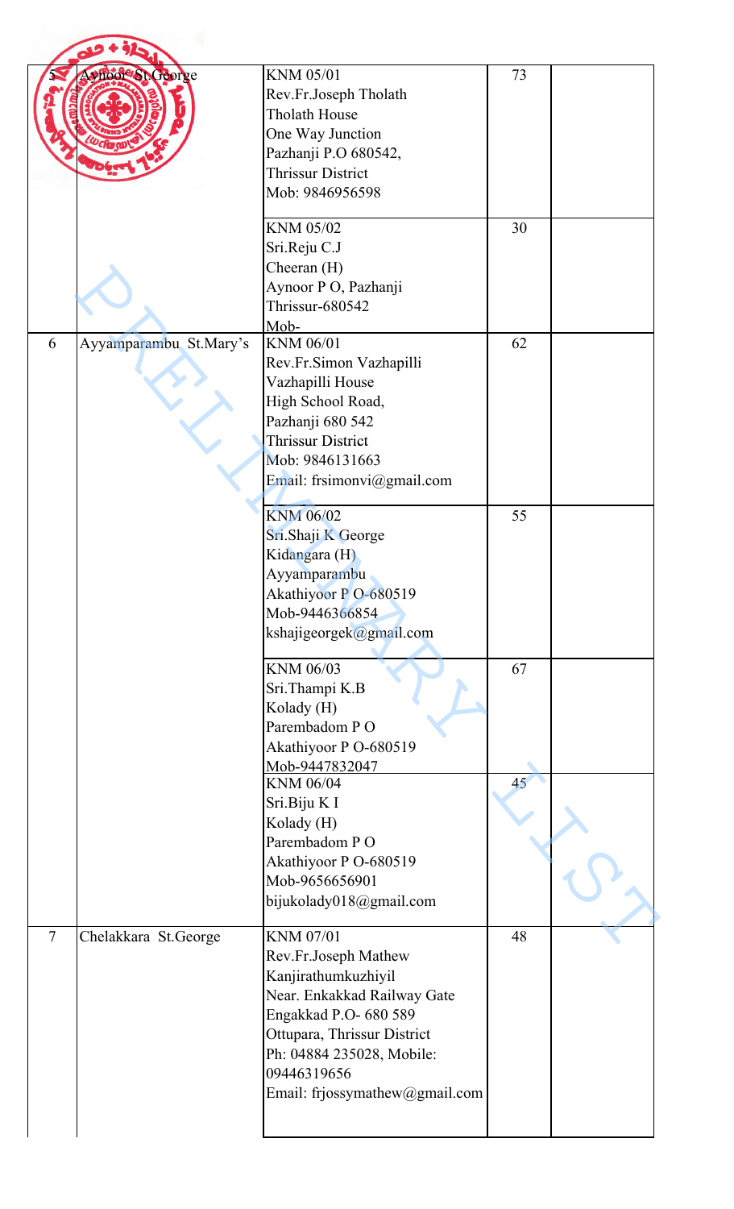| 5 | Aynoor St.George | KNM 05/01<br>Rev.Fr.Joseph Tholath<br>Tholath House<br>One Way Junction<br>Pazhanji P.O 680542,<br>Thrissur District<br>Mob: 9846956598 | 73 | |
|---|---|---|---|---|
| | | KNM 05/02<br>Sri.Reju C.J<br>Cheeran (H)<br>Aynoor P O, Pazhanji<br>Thrissur-680542<br>Mob- | 30 | |
| 6 | Ayyamparambu St.Mary's | KNM 06/01<br>Rev.Fr.Simon Vazhapilli<br>Vazhapilli House<br>High School Road,<br>Pazhanji 680 542<br>Thrissur District<br>Mob: 9846131663<br>Email: frsimonvi@gmail.com | 62 | |
| | | KNM 06/02<br>Sri.Shaji K George<br>Kidangara (H)<br>Ayyamparambu<br>Akathiyoor P O-680519<br>Mob-9446366854<br>kshajigeorgek@gmail.com | 55 | |
| | | KNM 06/03<br>Sri.Thampi K.B<br>Kolady (H)<br>Parembadom P O<br>Akathiyoor P O-680519<br>Mob-9447832047 | 67 | |
| | | KNM 06/04<br>Sri.Biju K I<br>Kolady (H)<br>Parembadom P O<br>Akathiyoor P O-680519<br>Mob-9656656901<br>bijukolady018@gmail.com | 45 | |
| 7 | Chelakkara St.George | KNM 07/01<br>Rev.Fr.Joseph Mathew<br>Kanjirathumkuzhiyil<br>Near. Enkakkad Railway Gate<br>Engakkad P.O- 680 589<br>Ottupara, Thrissur District<br>Ph: 04884 235028, Mobile: 09446319656<br>Email: frjossymathew@gmail.com | 48 | |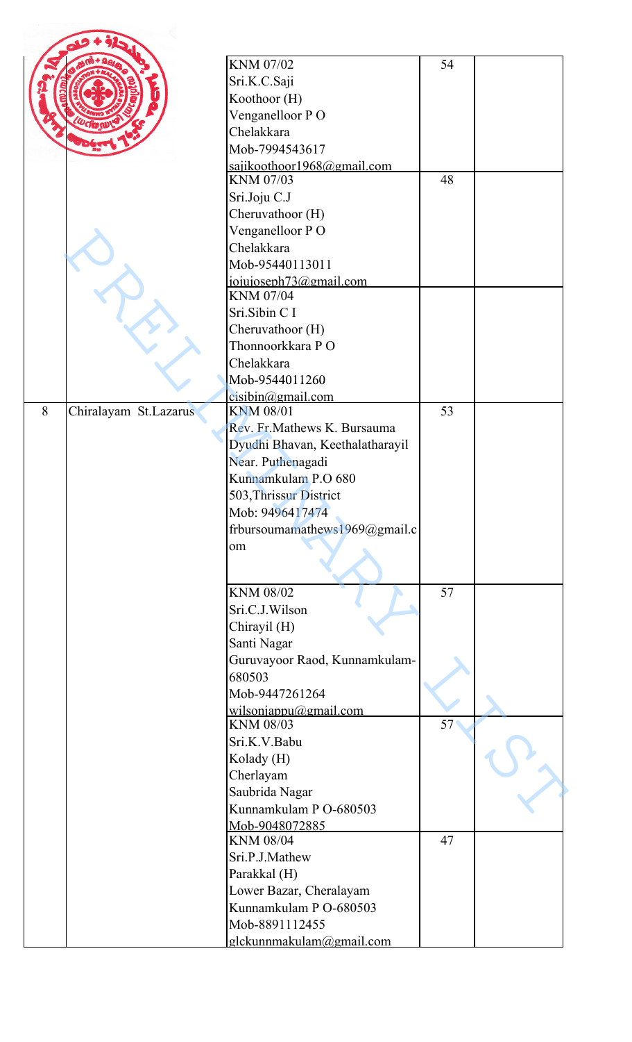| | | | | |
|---|---|---|---|---|
| | | KNM 07/02<br>Sri.K.C.Saji<br>Koothoor (H)<br>Venganelloor P O<br>Chelakkara<br>Mob-7994543617<br>sajikoothoor1968@gmail.com | 54 | |
| | | KNM 07/03<br>Sri.Joju C.J<br>Cheruvathoor (H)<br>Venganelloor P O<br>Chelakkara<br>Mob-95440113011<br>jojujoseph73@gmail.com | 48 | |
| | | KNM 07/04<br>Sri.Sibin C I<br>Cheruvathoor (H)<br>Thonnoorkkara P O<br>Chelakkara<br>Mob-9544011260<br>cisibin@gmail.com | | |
| 8 | Chiralayam St.Lazarus | KNM 08/01<br>Rev. Fr.Mathews K. Bursauma<br>Dyudhi Bhavan, Keethalatharayil<br>Near. Puthenagadi<br>Kunnamkulam P.O 680 503,Thrissur District<br>Mob: 9496417474<br>frbursoumamathews1969@gmail.com | 53 | |
| | | KNM 08/02<br>Sri.C.J.Wilson<br>Chirayil (H)<br>Santi Nagar<br>Guruvayoor Raod, Kunnamkulam-680503<br>Mob-9447261264<br>wilsonjappu@gmail.com | 57 | |
| | | KNM 08/03<br>Sri.K.V.Babu<br>Kolady (H)<br>Cherlayam<br>Saubrida Nagar<br>Kunnamkulam P O-680503<br>Mob-9048072885 | 57 | |
| | | KNM 08/04<br>Sri.P.J.Mathew<br>Parakkal (H)<br>Lower Bazar, Cheralayam<br>Kunnamkulam P O-680503<br>Mob-8891112455<br>glckunnmakulam@gmail.com | 47 | |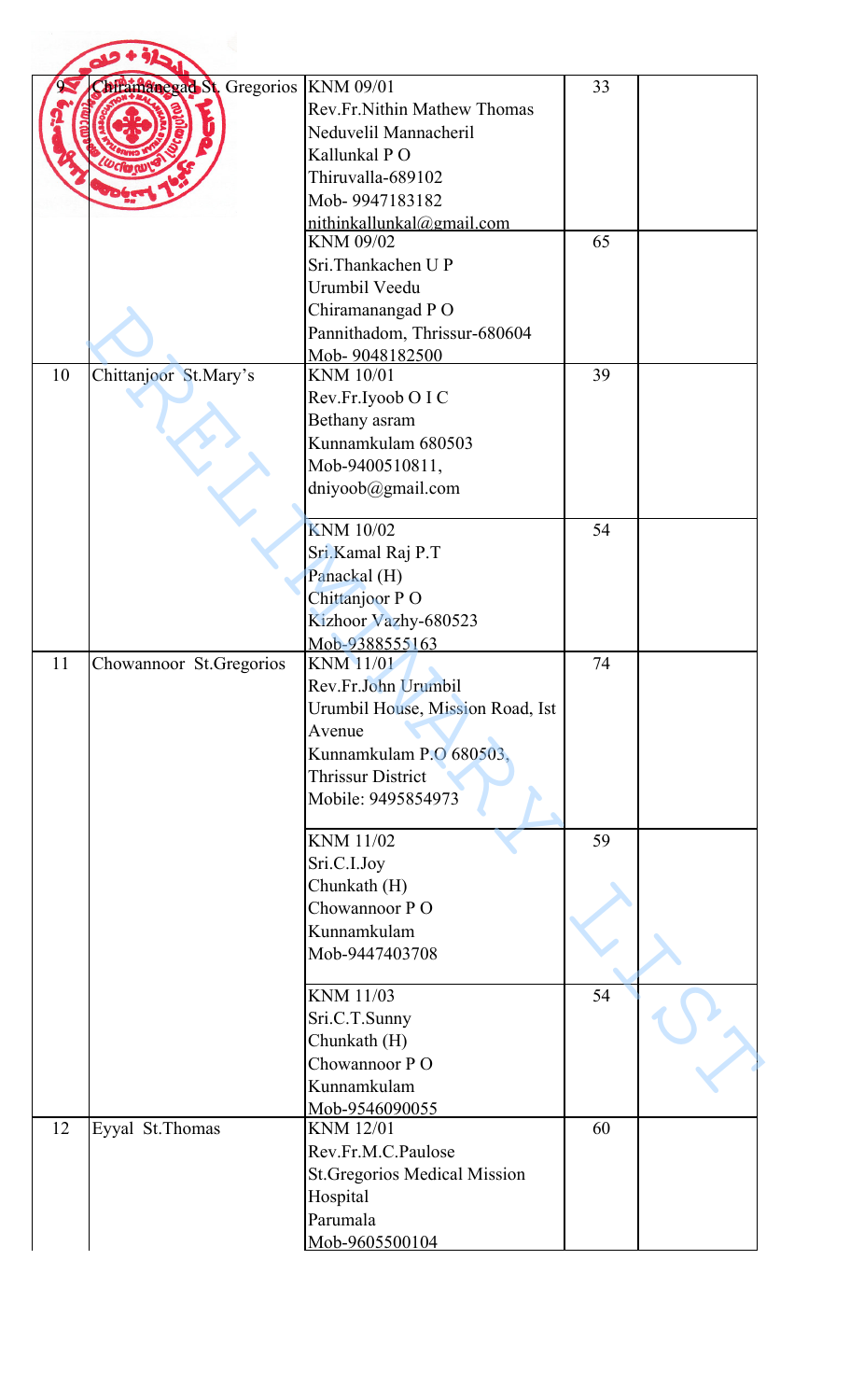| | | | | |
|---|---|---|---|---|
| 9 | Chiramanangad St. Gregorios | KNM 09/01<br>Rev.Fr.Nithin Mathew Thomas<br>Neduvelil Mannacheril<br>Kallunkal P O<br>Thiruvalla-689102<br>Mob- 9947183182<br>nithinkallunkal@gmail.com | 33 | |
| | | KNM 09/02<br>Sri.Thankachen U P<br>Urumbil Veedu<br>Chiramanangad P O<br>Pannithadom, Thrissur-680604<br>Mob- 9048182500 | 65 | |
| 10 | Chittanjoor St.Mary's | KNM 10/01<br>Rev.Fr.Iyoob O I C<br>Bethany asram<br>Kunnamkulam 680503<br>Mob-9400510811,<br>dniyoob@gmail.com | 39 | |
| | | KNM 10/02<br>Sri.Kamal Raj P.T<br>Panackal (H)<br>Chittanjoor P O<br>Kizhoor Vazhy-680523<br>Mob-9388555163 | 54 | |
| 11 | Chowannoor St.Gregorios | KNM 11/01<br>Rev.Fr.John Urumbil<br>Urumbil House, Mission Road, Ist Avenue<br>Kunnamkulam P.O 680503,<br>Thrissur District<br>Mobile: 9495854973 | 74 | |
| | | KNM 11/02<br>Sri.C.I.Joy<br>Chunkath (H)<br>Chowannoor P O<br>Kunnamkulam<br>Mob-9447403708 | 59 | |
| | | KNM 11/03<br>Sri.C.T.Sunny<br>Chunkath (H)<br>Chowannoor P O<br>Kunnamkulam<br>Mob-9546090055 | 54 | |
| 12 | Eyyal St.Thomas | KNM 12/01<br>Rev.Fr.M.C.Paulose<br>St.Gregorios Medical Mission Hospital<br>Parumala<br>Mob-9605500104 | 60 | |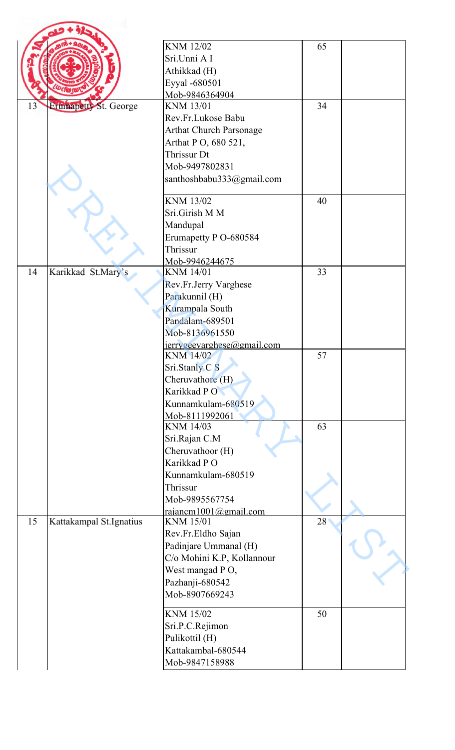| | | | | |
|---|---|---|---|---|
| | | KNM 12/02<br>Sri.Unni A I<br>Athikkad (H)<br>Eyyal -680501<br>Mob-9846364904 | 65 | |
| 13 | Erumapetty St. George | KNM 13/01<br>Rev.Fr.Lukose Babu<br>Arthat Church Parsonage<br>Arthat P O, 680 521,<br>Thrissur Dt<br>Mob-9497802831<br>santhoshbabu333@gmail.com | 34 | |
| | | KNM 13/02<br>Sri.Girish M M<br>Mandupal<br>Erumapetty P O-680584<br>Thrissur<br>Mob-9946244675 | 40 | |
| 14 | Karikkad St.Mary's | KNM 14/01<br>Rev.Fr.Jerry Varghese<br>Parakunnil (H)<br>Kurampala South<br>Pandalam-689501<br>Mob-8136961550<br>jerrygeevarghese@gmail.com | 33 | |
| | | KNM 14/02<br>Sri.Stanly C S<br>Cheruvathore (H)<br>Karikkad P O<br>Kunnamkulam-680519<br>Mob-8111992061 | 57 | |
| | | KNM 14/03<br>Sri.Rajan C.M<br>Cheruvathoor (H)<br>Karikkad P O<br>Kunnamkulam-680519<br>Thrissur<br>Mob-9895567754<br>rajancm1001@gmail.com | 63 | |
| 15 | Kattakampal St.Ignatius | KNM 15/01<br>Rev.Fr.Eldho Sajan<br>Padinjare Ummanal (H)<br>C/o Mohini K.P, Kollannour<br>West mangad P O,<br>Pazhanji-680542<br>Mob-8907669243 | 28 | |
| | | KNM 15/02<br>Sri.P.C.Rejimon<br>Pulikottil (H)<br>Kattakambal-680544<br>Mob-9847158988 | 50 | |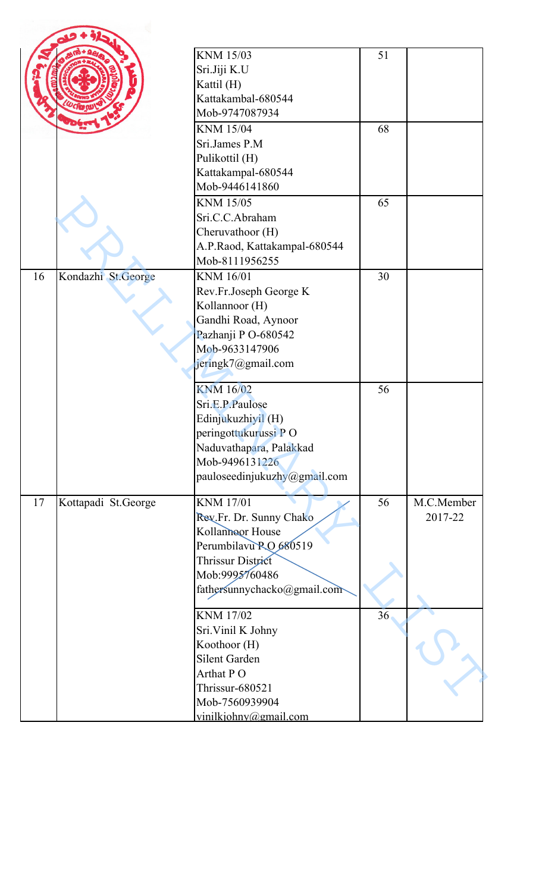| | | KNM 15/03<br>Sri.Jiji K.U<br>Kattil (H)<br>Kattakambal-680544<br>Mob-9747087934 | 51 | |
|---|---|---|---|---|
| | | KNM 15/04<br>Sri.James P.M<br>Pulikottil (H)<br>Kattakampal-680544<br>Mob-9446141860 | 68 | |
| | | KNM 15/05<br>Sri.C.C.Abraham<br>Cheruvathoor (H)<br>A.P.Raod, Kattakampal-680544<br>Mob-8111956255 | 65 | |
| 16 | Kondazhi St.George | KNM 16/01<br>Rev.Fr.Joseph George K<br>Kollannoor (H)<br>Gandhi Road, Aynoor<br>Pazhanji P O-680542<br>Mob-9633147906<br>jeringk7@gmail.com | 30 | |
| | | KNM 16/02<br>Sri.E.P.Paulose<br>Edinjukuzhiyil (H)<br>peringottukurussi P O<br>Naduvathapara, Palakkad<br>Mob-9496131226<br>pauloseedinjukuzhy@gmail.com | 56 | |
| 17 | Kottapadi St.George | KNM 17/01<br>Rev.Fr. Dr. Sunny Chako<br>Kollannoor House<br>Perumbilavu P.O 680519<br>Thrissur District<br>Mob:9995760486<br>fathersunnychacko@gmail.com | 56 | M.C.Member 2017-22 |
| | | KNM 17/02<br>Sri.Vinil K Johny<br>Koothoor (H)<br>Silent Garden<br>Arthat P O<br>Thrissur-680521<br>Mob-7560939904<br>vinilkjohny@gmail.com | 36 | |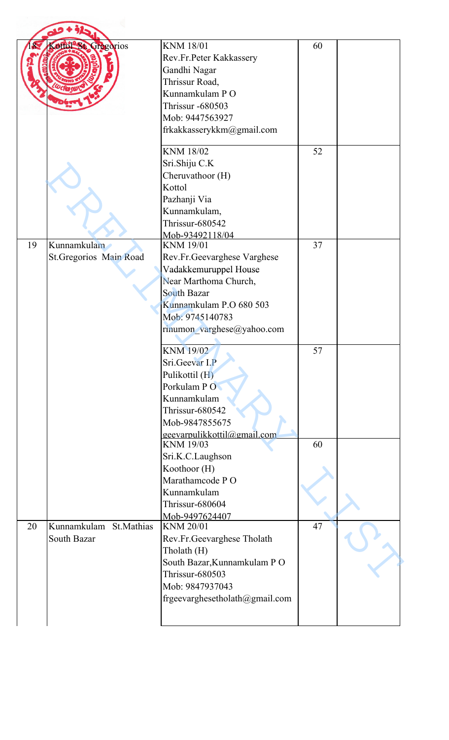| | | | | |
|---|---|---|---|---|
| 18 | Kottol St. Gregorios | KNM 18/01<br>Rev.Fr.Peter Kakkassery<br>Gandhi Nagar<br>Thrissur Road,<br>Kunnamkulam P O<br>Thrissur -680503<br>Mob: 9447563927<br>frkakkasserykkm@gmail.com | 60 | |
| | | KNM 18/02<br>Sri.Shiju C.K<br>Cheruvathoor (H)<br>Kottol<br>Pazhanji Via<br>Kunnamkulam,<br>Thrissur-680542<br>Mob-93492118/04 | 52 | |
| 19 | Kunnamkulam St.Gregorios Main Road | KNM 19/01<br>Rev.Fr.Geevarghese Varghese<br>Vadakkemuruppel House<br>Near Marthoma Church,<br>South Bazar<br>Kunnamkulam P.O 680 503<br>Mob: 9745140783<br>rinumon_varghese@yahoo.com | 37 | |
| | | KNM 19/02<br>Sri.Geevar I.P<br>Pulikottil (H)<br>Porkulam P O<br>Kunnamkulam<br>Thrissur-680542<br>Mob-9847855675<br>geevarpulikkottil@gmail.com | 57 | |
| | | KNM 19/03<br>Sri.K.C.Laughson<br>Koothoor (H)<br>Marathamcode P O<br>Kunnamkulam<br>Thrissur-680604<br>Mob-9497624407 | 60 | |
| 20 | Kunnamkulam St.Mathias South Bazar | KNM 20/01<br>Rev.Fr.Geevarghese Tholath<br>Tholath (H)<br>South Bazar,Kunnamkulam P O<br>Thrissur-680503<br>Mob: 9847937043<br>frgeevarghesetholath@gmail.com | 47 | |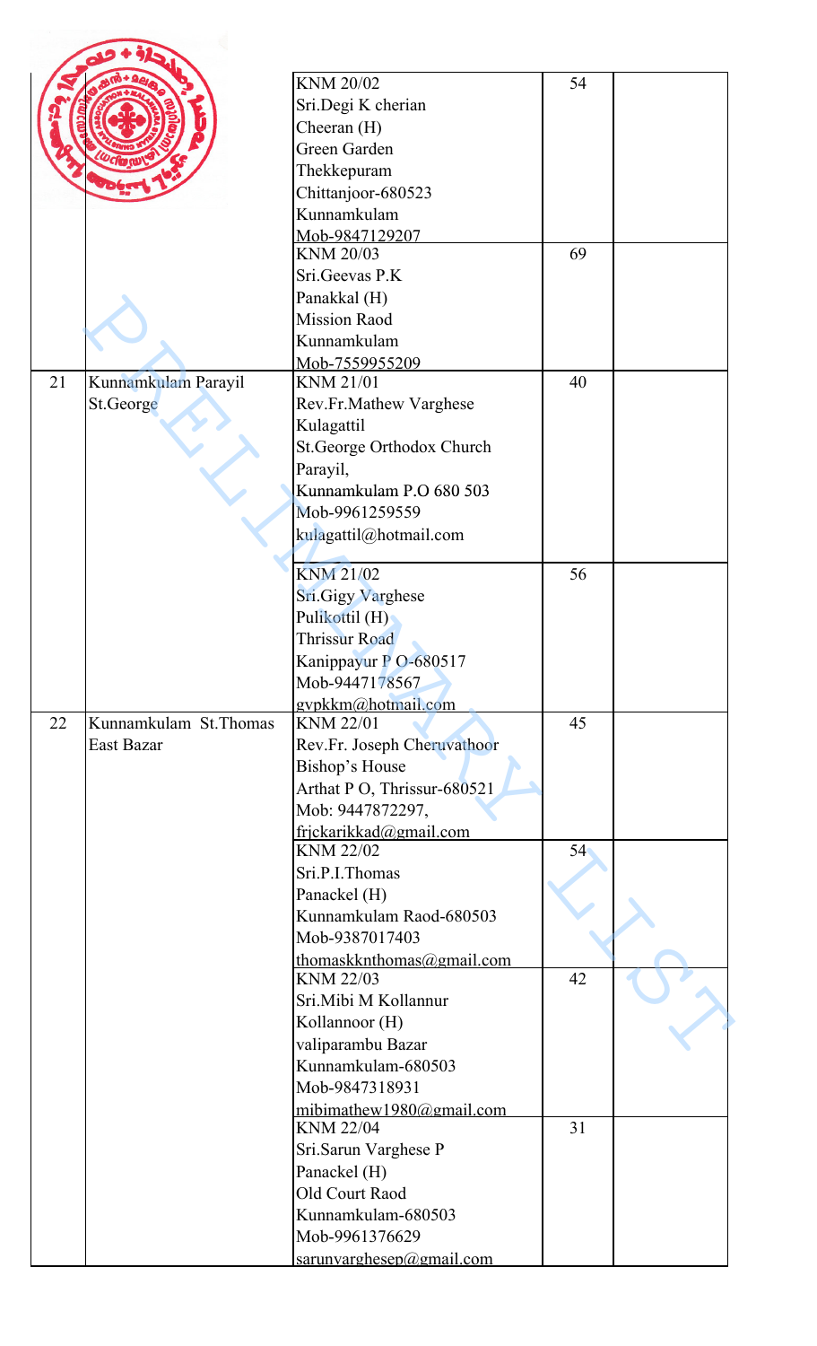| | | | | |
|---|---|---|---|---|
| | | KNM 20/02<br>Sri.Degi K cherian<br>Cheeran (H)<br>Green Garden<br>Thekkepuram<br>Chittanjoor-680523<br>Kunnamkulam<br>Mob-9847129207 | 54 | |
| | | KNM 20/03<br>Sri.Geevas P.K<br>Panakkal (H)<br>Mission Raod<br>Kunnamkulam<br>Mob-7559955209 | 69 | |
| 21 | Kunnamkulam Parayil St.George | KNM 21/01<br>Rev.Fr.Mathew Varghese<br>Kulagattil<br>St.George Orthodox Church<br>Parayil,<br>Kunnamkulam P.O 680 503<br>Mob-9961259559<br>kulagattil@hotmail.com | 40 | |
| | | KNM 21/02<br>Sri.Gigy Varghese<br>Pulikottil (H)<br>Thrissur Road<br>Kanippayur P O-680517<br>Mob-9447178567<br>gvpkkm@hotmail.com | 56 | |
| 22 | Kunnamkulam St.Thomas East Bazar | KNM 22/01<br>Rev.Fr. Joseph Cheruvathoor<br>Bishop's House<br>Arthat P O, Thrissur-680521<br>Mob: 9447872297,<br>frjckarikkad@gmail.com | 45 | |
| | | KNM 22/02<br>Sri.P.I.Thomas<br>Panackel (H)<br>Kunnamkulam Raod-680503<br>Mob-9387017403<br>thomaskknthomas@gmail.com | 54 | |
| | | KNM 22/03<br>Sri.Mibi M Kollannur<br>Kollannoor (H)<br>valiparambu Bazar<br>Kunnamkulam-680503<br>Mob-9847318931<br>mibimathew1980@gmail.com | 42 | |
| | | KNM 22/04<br>Sri.Sarun Varghese P<br>Panackel (H)<br>Old Court Raod<br>Kunnamkulam-680503<br>Mob-9961376629<br>sarunvarghesep@gmail.com | 31 | |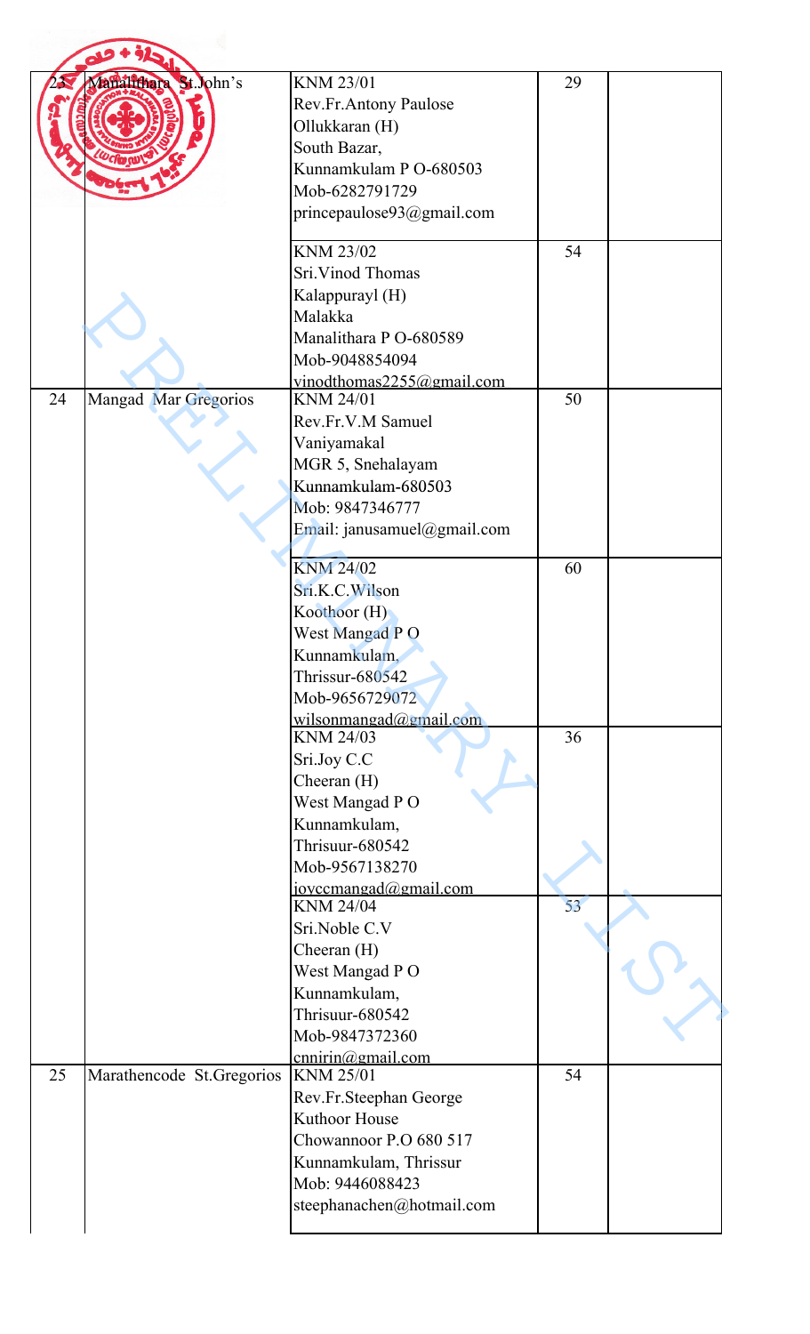| 23 | Manalithara St.John's | KNM 23/01<br>Rev.Fr.Antony Paulose<br>Ollukkaran (H)<br>South Bazar,<br>Kunnamkulam P O-680503<br>Mob-6282791729<br>princepaulose93@gmail.com | 29 | |
|---|---|---|---|---|
| | | KNM 23/02<br>Sri.Vinod Thomas<br>Kalappurayl (H)<br>Malakka<br>Manalithara P O-680589<br>Mob-9048854094<br>vinodthomas2255@gmail.com | 54 | |
| 24 | Mangad Mar Gregorios | KNM 24/01<br>Rev.Fr.V.M Samuel<br>Vaniyamakal<br>MGR 5, Snehalayam<br>Kunnamkulam-680503<br>Mob: 9847346777<br>Email: janusamuel@gmail.com | 50 | |
| | | KNM 24/02<br>Sri.K.C.Wilson<br>Koothoor (H)<br>West Mangad P O<br>Kunnamkulam,<br>Thrissur-680542<br>Mob-9656729072<br>wilsonmangad@gmail.com | 60 | |
| | | KNM 24/03<br>Sri.Joy C.C<br>Cheeran (H)<br>West Mangad P O<br>Kunnamkulam,<br>Thrisuur-680542<br>Mob-9567138270<br>joyccmangad@gmail.com | 36 | |
| | | KNM 24/04<br>Sri.Noble C.V<br>Cheeran (H)<br>West Mangad P O<br>Kunnamkulam,<br>Thrisuur-680542<br>Mob-9847372360<br>cnnirin@gmail.com | 53 | |
| 25 | Marathencode St.Gregorios | KNM 25/01<br>Rev.Fr.Steephan George<br>Kuthoor House<br>Chowannoor P.O 680 517<br>Kunnamkulam, Thrissur<br>Mob: 9446088423<br>steephanachen@hotmail.com | 54 | |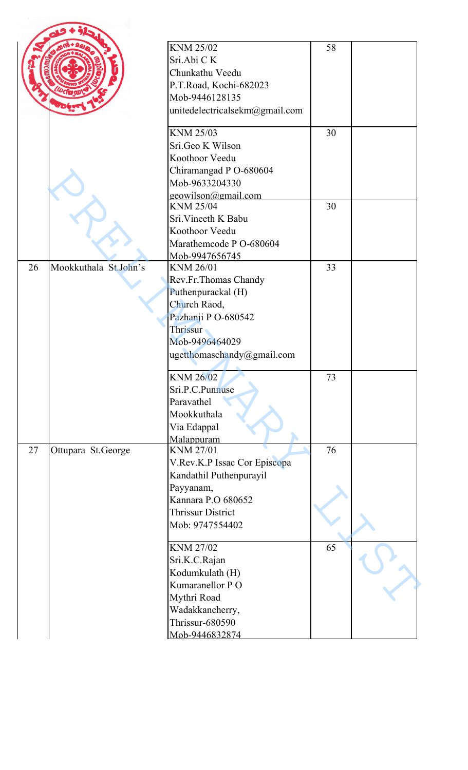| | | | | |
|---|---|---|---|---|
| | | KNM 25/02<br>Sri.Abi C K<br>Chunkathu Veedu<br>P.T.Road, Kochi-682023<br>Mob-9446128135<br>unitedelectricalsekm@gmail.com | 58 | |
| | | KNM 25/03<br>Sri.Geo K Wilson<br>Koothoor Veedu<br>Chiramangad P O-680604<br>Mob-9633204330<br>geowilson@gmail.com | 30 | |
| | | KNM 25/04<br>Sri.Vineeth K Babu<br>Koothoor Veedu<br>Marathemcode P O-680604<br>Mob-9947656745 | 30 | |
| 26 | Mookkuthala St.John's | KNM 26/01<br>Rev.Fr.Thomas Chandy<br>Puthenpurackal (H)<br>Church Raod,<br>Pazhanji P O-680542<br>Thrissur<br>Mob-9496464029<br>ugetthomaschandy@gmail.com | 33 | |
| | | KNM 26/02<br>Sri.P.C.Punnuse<br>Paravathel<br>Mookkuthala<br>Via Edappal<br>Malappuram | 73 | |
| 27 | Ottupara St.George | KNM 27/01<br>V.Rev.K.P Issac Cor Episcopa<br>Kandathil Puthenpurayil<br>Payyanam,<br>Kannara P.O 680652<br>Thrissur District<br>Mob: 9747554402 | 76 | |
| | | KNM 27/02<br>Sri.K.C.Rajan<br>Kodumkulath (H)<br>Kumaranellor P O<br>Mythri Road<br>Wadakkancherry,<br>Thrissur-680590<br>Mob-9446832874 | 65 | |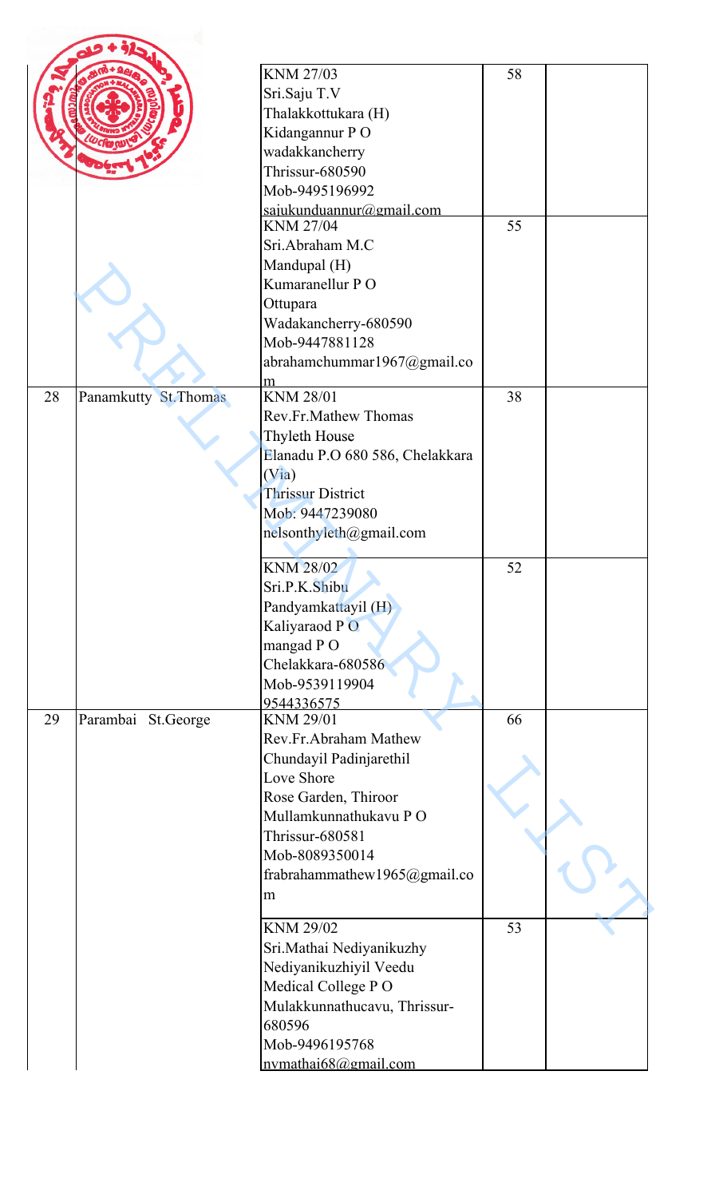| | | | | |
|---|---|---|---|---|
| | | KNM 27/03<br>Sri.Saju T.V<br>Thalakkottukara (H)<br>Kidangannur P O<br>wadakkancherry<br>Thrissur-680590<br>Mob-9495196992<br>sajukunduannur@gmail.com | 58 | |
| | | KNM 27/04<br>Sri.Abraham M.C<br>Mandupal (H)<br>Kumaranellur P O<br>Ottupara<br>Wadakancherry-680590<br>Mob-9447881128<br>abrahamchummar1967@gmail.com | 55 | |
| 28 | Panamkutty St.Thomas | KNM 28/01<br>Rev.Fr.Mathew Thomas<br>Thyleth House<br>Elanadu P.O 680 586, Chelakkara (Via)<br>Thrissur District<br>Mob: 9447239080<br>nelsonthyleth@gmail.com | 38 | |
| | | KNM 28/02<br>Sri.P.K.Shibu<br>Pandyamkattayil (H)<br>Kaliyaraod P O<br>mangad P O<br>Chelakkara-680586<br>Mob-9539119904<br>9544336575 | 52 | |
| 29 | Parambai St.George | KNM 29/01<br>Rev.Fr.Abraham Mathew<br>Chundayil Padinjarethil<br>Love Shore<br>Rose Garden, Thiroor<br>Mullamkunnathukavu P O<br>Thrissur-680581<br>Mob-8089350014<br>frabrahammathew1965@gmail.com | 66 | |
| | | KNM 29/02<br>Sri.Mathai Nediyanikuzhy<br>Nediyanikuzhiyil Veedu<br>Medical College P O<br>Mulakkunnathucavu, Thrissur-680596<br>Mob-9496195768<br>nvmathai68@gmail.com | 53 | |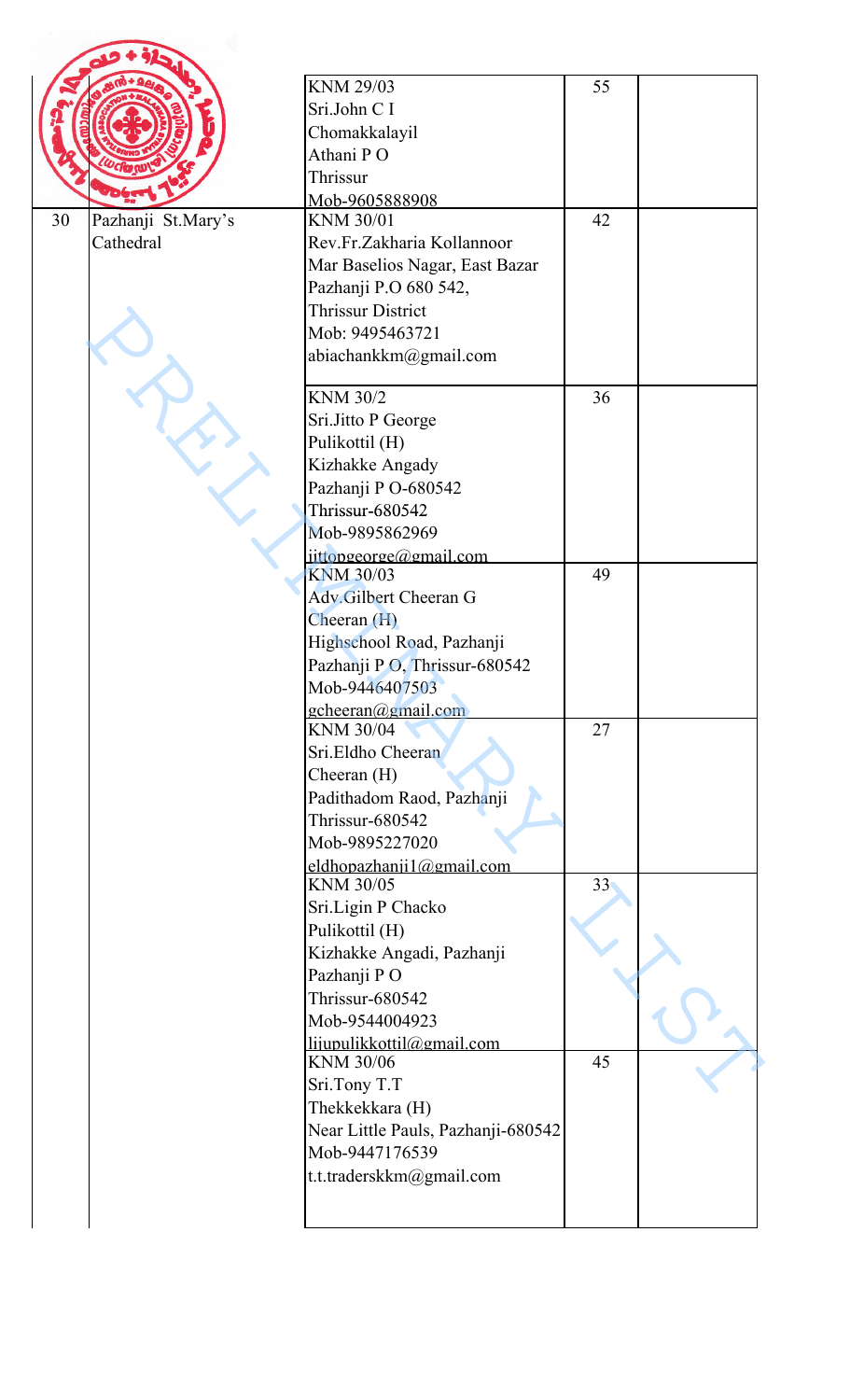| | | | | |
|---|---|---|---|---|
| | | KNM 29/03<br>Sri.John C I<br>Chomakkalayil<br>Athani P O<br>Thrissur<br>Mob-9605888908 | 55 | |
| 30 | Pazhanji St.Mary's Cathedral | KNM 30/01<br>Rev.Fr.Zakharia Kollannoor<br>Mar Baselios Nagar, East Bazar<br>Pazhanji P.O 680 542,<br>Thrissur District<br>Mob: 9495463721<br>abiachankkm@gmail.com | 42 | |
| | | KNM 30/2<br>Sri.Jitto P George<br>Pulikottil (H)<br>Kizhakke Angady<br>Pazhanji P O-680542<br>Thrissur-680542<br>Mob-9895862969<br>jittopgeorge@gmail.com | 36 | |
| | | KNM 30/03<br>Adv.Gilbert Cheeran G<br>Cheeran (H)<br>Highschool Road, Pazhanji<br>Pazhanji P O, Thrissur-680542<br>Mob-9446407503<br>gcheeran@gmail.com | 49 | |
| | | KNM 30/04<br>Sri.Eldho Cheeran<br>Cheeran (H)<br>Padithadom Raod, Pazhanji<br>Thrissur-680542<br>Mob-9895227020<br>eldhopazhanji1@gmail.com | 27 | |
| | | KNM 30/05<br>Sri.Ligin P Chacko<br>Pulikottil (H)<br>Kizhakke Angadi, Pazhanji<br>Pazhanji P O<br>Thrissur-680542<br>Mob-9544004923<br>lijupulikkottil@gmail.com | 33 | |
| | | KNM 30/06<br>Sri.Tony T.T<br>Thekkekkara (H)<br>Near Little Pauls, Pazhanji-680542<br>Mob-9447176539<br>t.t.traderskkm@gmail.com | 45 | |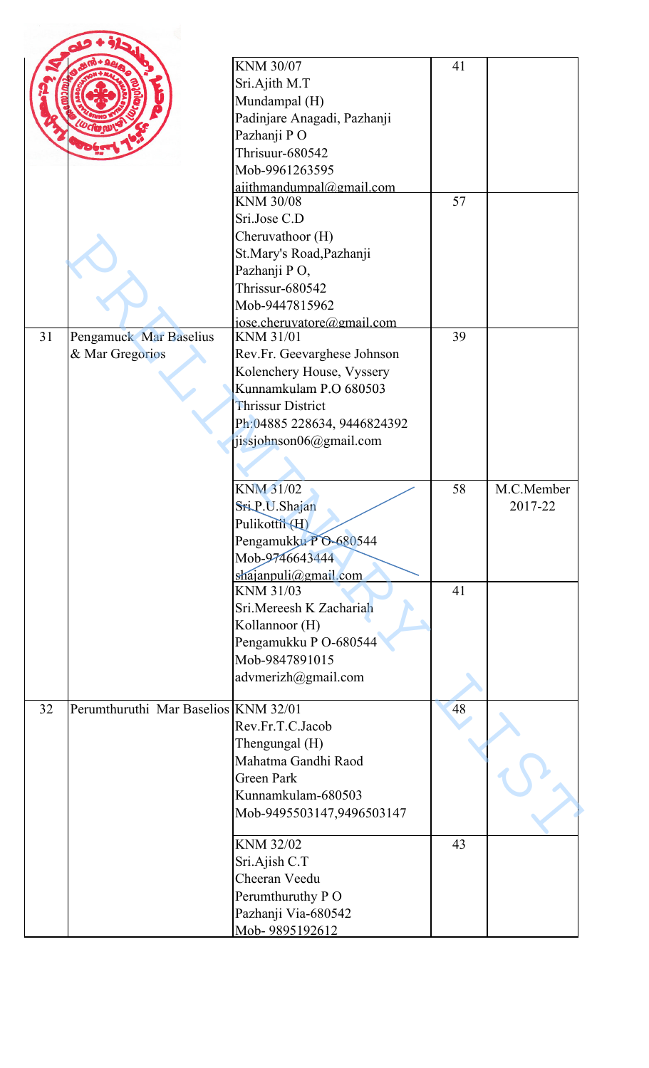| | | | | |
|---|---|---|---|---|
| | | KNM 30/07<br>Sri.Ajith M.T<br>Mundampal (H)<br>Padinjare Anagadi, Pazhanji<br>Pazhanji P O<br>Thrisuur-680542<br>Mob-9961263595<br>ajithmandumpal@gmail.com | 41 | |
| | | KNM 30/08<br>Sri.Jose C.D<br>Cheruvathoor (H)<br>St.Mary's Road,Pazhanji<br>Pazhanji P O,<br>Thrissur-680542<br>Mob-9447815962<br>jose.cheruvatore@gmail.com | 57 | |
| 31 | Pengamuck Mar Baselius & Mar Gregorios | KNM 31/01<br>Rev.Fr. Geevarghese Johnson<br>Kolenchery House, Vyssery<br>Kunnamkulam P.O 680503<br>Thrissur District<br>Ph:04885 228634, 9446824392<br>jissjohnson06@gmail.com | 39 | |
| | | KNM 31/02<br>Sri.P.U.Shajan<br>Pulikottil (H)<br>Pengamukku P O-680544<br>Mob-9746643444<br>shajanpuli@gmail.com | 58 | M.C.Member 2017-22 |
| | | KNM 31/03<br>Sri.Mereesh K Zachariah<br>Kollannoor (H)<br>Pengamukku P O-680544<br>Mob-9847891015<br>advmerizh@gmail.com | 41 | |
| 32 | Perumthuruthi Mar Baselios | KNM 32/01<br>Rev.Fr.T.C.Jacob<br>Thengungal (H)<br>Mahatma Gandhi Raod<br>Green Park<br>Kunnamkulam-680503<br>Mob-9495503147,9496503147 | 48 | |
| | | KNM 32/02<br>Sri.Ajish C.T<br>Cheeran Veedu<br>Perumthuruthy P O<br>Pazhanji Via-680542<br>Mob- 9895192612 | 43 | |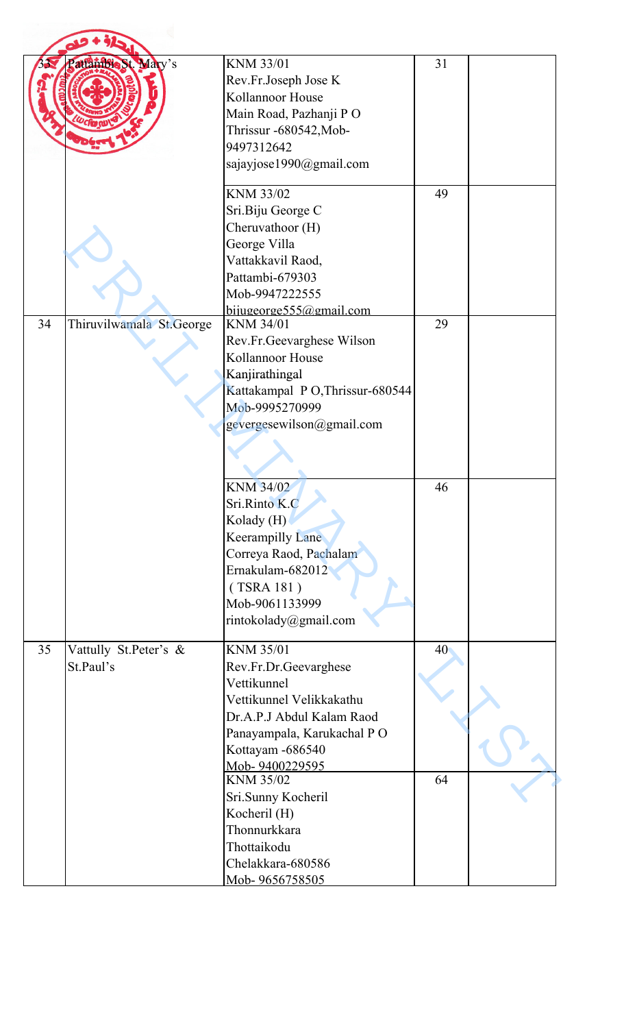| | | | | |
|---|---|---|---|---|
| 33 | Pattambi St. Mary's | KNM 33/01<br>Rev.Fr.Joseph Jose K<br>Kollannoor House<br>Main Road, Pazhanji P O<br>Thrissur -680542,Mob-9497312642<br>sajayjose1990@gmail.com | 31 | |
| | | KNM 33/02<br>Sri.Biju George C<br>Cheruvathoor (H)<br>George Villa<br>Vattakkavil Raod,<br>Pattambi-679303<br>Mob-9947222555<br>bijugeorge555@gmail.com | 49 | |
| 34 | Thiruvilwamala St.George | KNM 34/01<br>Rev.Fr.Geevarghese Wilson<br>Kollannoor House<br>Kanjirathingal<br>Kattakampal P O,Thrissur-680544<br>Mob-9995270999<br>gevergesewilson@gmail.com | 29 | |
| | | KNM 34/02<br>Sri.Rinto K.C<br>Kolady (H)<br>Keerampilly Lane<br>Correya Raod, Pachalam<br>Ernakulam-682012<br>( TSRA 181 )<br>Mob-9061133999<br>rintokolady@gmail.com | 46 | |
| 35 | Vattully St.Peter's & St.Paul's | KNM 35/01<br>Rev.Fr.Dr.Geevarghese Vettikunnel<br>Vettikunnel Velikkakathu<br>Dr.A.P.J Abdul Kalam Raod<br>Panayampala, Karukachal P O<br>Kottayam -686540<br>Mob- 9400229595 | 40 | |
| | | KNM 35/02<br>Sri.Sunny Kocheril<br>Kocheril (H)<br>Thonnurkkara<br>Thottaikodu<br>Chelakkara-680586<br>Mob- 9656758505 | 64 | |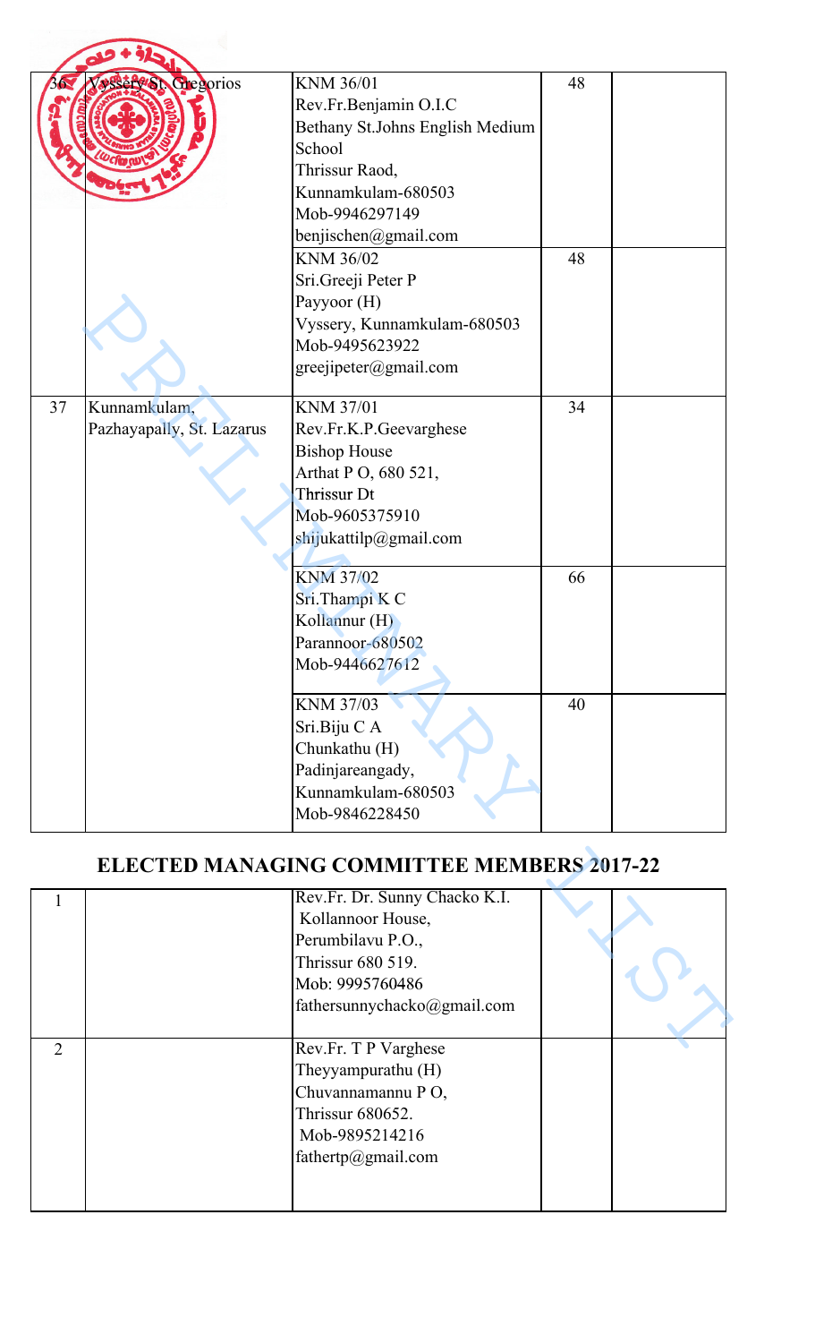| 36 | Vyssery St. Gregorios | KNM 36/01<br>Rev.Fr.Benjamin O.I.C<br>Bethany St.Johns English Medium School<br>Thrissur Raod,<br>Kunnamkulam-680503<br>Mob-9946297149<br>benjischen@gmail.com | 48 | |
|---|---|---|---|---|
| | | KNM 36/02<br>Sri.Greeji Peter P<br>Payyoor (H)<br>Vyssery, Kunnamkulam-680503<br>Mob-9495623922<br>greejipeter@gmail.com | 48 | |
| 37 | Kunnamkulam,<br>Pazhayapally, St. Lazarus | KNM 37/01<br>Rev.Fr.K.P.Geevarghese<br>Bishop House<br>Arthat P O, 680 521,<br>Thrissur Dt<br>Mob-9605375910<br>shijukattilp@gmail.com | 34 | |
| | | KNM 37/02<br>Sri.Thampi K C<br>Kollannur (H)<br>Parannoor-680502<br>Mob-9446627612 | 66 | |
| | | KNM 37/03<br>Sri.Biju C A<br>Chunkathu (H)<br>Padinjareangady,<br>Kunnamkulam-680503<br>Mob-9846228450 | 40 | |

## ELECTED MANAGING COMMITTEE MEMBERS 2017-22

| 1 | | Rev.Fr. Dr. Sunny Chacko K.I.<br>Kollannoor House,<br>Perumbilavu P.O.,<br>Thrissur 680 519.<br>Mob: 9995760486<br>fathersunnychacko@gmail.com | | |
|---|---|---|---|---|
| 2 | | Rev.Fr. T P Varghese<br>Theyyampurathu (H)<br>Chuvannamannu P O,<br>Thrissur 680652.<br>Mob-9895214216<br>fathertp@gmail.com | | |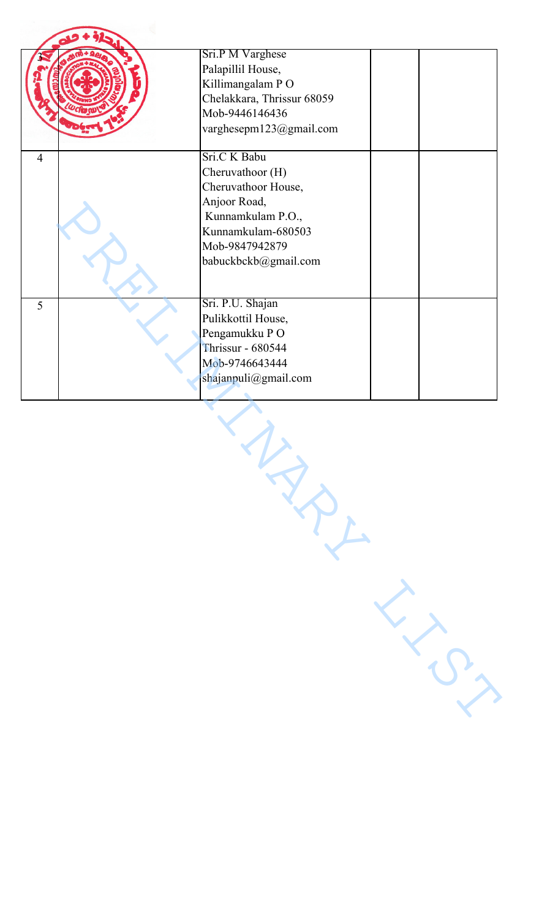| | | | | |
|---|---|---|---|---|
| 3 | | Sri.P M Varghese<br>Palapillil House,<br>Killimangalam P O<br>Chelakkara, Thrissur 68059<br>Mob-9446146436<br>varghesepm123@gmail.com | | |
| 4 | | Sri.C K Babu<br>Cheruvathoor (H)<br>Cheruvathoor House,<br>Anjoor Road,<br>Kunnamkulam P.O.,<br>Kunnamkulam-680503<br>Mob-9847942879<br>babuckbckb@gmail.com | | |
| 5 | | Sri. P.U. Shajan<br>Pulikkottil House,<br>Pengamukku P O<br>Thrissur - 680544<br>Mob-9746643444<br>shajanpuli@gmail.com | | |

PRELIMINARY LIST